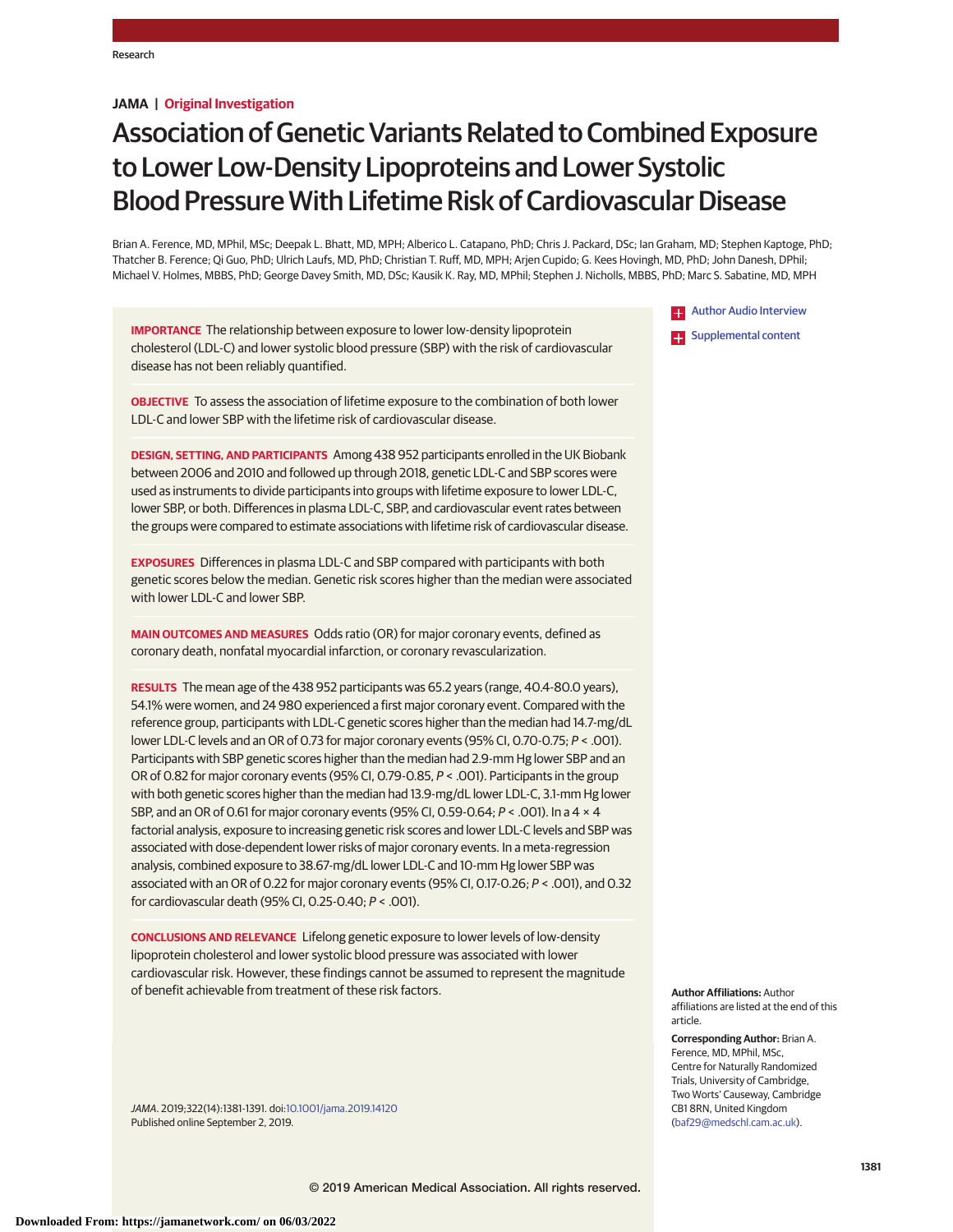JAMA | **Original Investigation**

# Association of Genetic Variants Related to Combined Exposure to Lower Low-Density Lipoproteins and Lower Systolic Blood Pressure With Lifetime Risk of Cardiovascular Disease

Brian A. Ference, MD, MPhil, MSc; Deepak L. Bhatt, MD, MPH; Alberico L. Catapano, PhD; Chris J. Packard, DSc; Ian Graham, MD; Stephen Kaptoge, PhD; Thatcher B. Ference; Qi Guo, PhD; Ulrich Laufs, MD, PhD; Christian T. Ruff, MD, MPH; Arjen Cupido; G. Kees Hovingh, MD, PhD; John Danesh, DPhil; Michael V. Holmes, MBBS, PhD; George Davey Smith, MD, DSc; Kausik K. Ray, MD, MPhil; Stephen J. Nicholls, MBBS, PhD; Marc S. Sabatine, MD, MPH

**IMPORTANCE** The relationship between exposure to lower low-density lipoprotein cholesterol (LDL-C) and lower systolic blood pressure (SBP) with the risk of cardiovascular disease has not been reliably quantified.

**OBJECTIVE** To assess the association of lifetime exposure to the combination of both lower LDL-C and lower SBP with the lifetime risk of cardiovascular disease.

**DESIGN, SETTING, AND PARTICIPANTS** Among 438 952 participants enrolled in the UK Biobank between 2006 and 2010 and followed up through 2018, genetic LDL-C and SBP scores were used as instruments to divide participants into groups with lifetime exposure to lower LDL-C, lower SBP, or both. Differences in plasma LDL-C, SBP, and cardiovascular event rates between the groups were compared to estimate associations with lifetime risk of cardiovascular disease.

**EXPOSURES** Differences in plasma LDL-C and SBP compared with participants with both genetic scores below the median. Genetic risk scores higher than the median were associated with lower LDL-C and lower SBP.

**MAIN OUTCOMES AND MEASURES** Odds ratio (OR) for major coronary events, defined as coronary death, nonfatal myocardial infarction, or coronary revascularization.

**RESULTS** The mean age of the 438 952 participants was 65.2 years (range, 40.4-80.0 years), 54.1% were women, and 24 980 experienced a first major coronary event. Compared with the reference group, participants with LDL-C genetic scores higher than the median had 14.7-mg/dL lower LDL-C levels and an OR of 0.73 for major coronary events (95% CI, 0.70-0.75; $P < .001$). Participants with SBP genetic scores higher than the median had 2.9-mm Hg lower SBP and an OR of 0.82 for major coronary events (95% CI, 0.79-0.85, $P < .001$). Participants in the group with both genetic scores higher than the median had 13.9-mg/dL lower LDL-C, 3.1-mm Hg lower SBP, and an OR of 0.61 for major coronary events (95% CI, 0.59-0.64; $P < .001$). In a 4 × 4 factorial analysis, exposure to increasing genetic risk scores and lower LDL-C levels and SBP was associated with dose-dependent lower risks of major coronary events. In a meta-regression analysis, combined exposure to 38.67-mg/dL lower LDL-C and 10-mm Hg lower SBP was associated with an OR of 0.22 for major coronary events (95% CI, 0.17-0.26; $P < .001$), and 0.32 for cardiovascular death (95% CI, 0.25-0.40; $P < .001$).

**CONCLUSIONS AND RELEVANCE** Lifelong genetic exposure to lower levels of low-density lipoprotein cholesterol and lower systolic blood pressure was associated with lower cardiovascular risk. However, these findings cannot be assumed to represent the magnitude of benefit achievable from treatment of these risk factors.

*JAMA*. 2019;322(14):1381-1391. doi:10.1001/jama.2019.14120
Published online September 2, 2019.

Author Audio Interview

Supplemental content

**Author Affiliations:** Author affiliations are listed at the end of this article.

**Corresponding Author:** Brian A. Ference, MD, MPhil, MSc, Centre for Naturally Randomized Trials, University of Cambridge, Two Worts' Causeway, Cambridge CB1 8RN, United Kingdom (baf29@medschl.cam.ac.uk).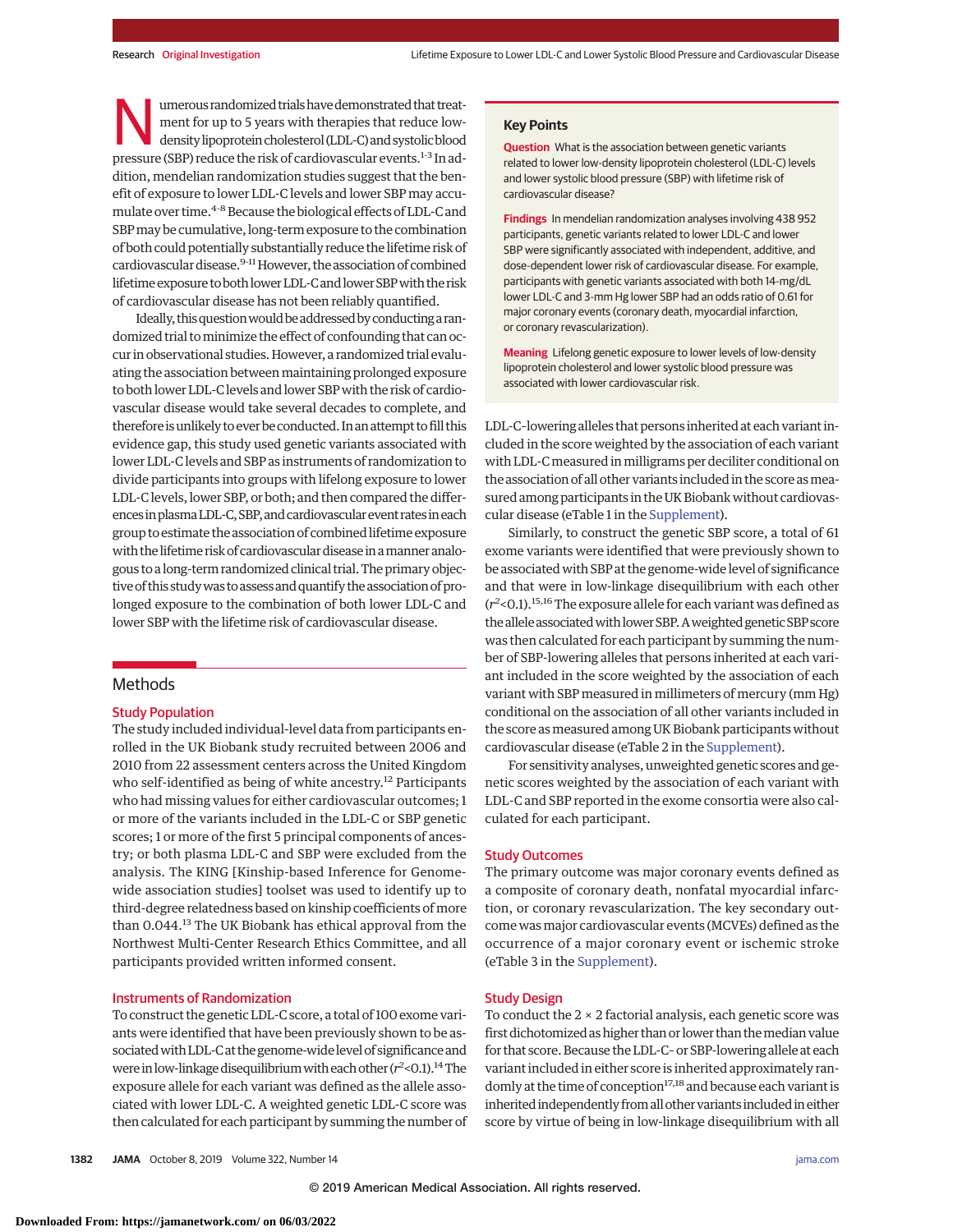Numerous randomized trials have demonstrated that treatment for up to 5 years with therapies that reduce low-density lipoprotein cholesterol (LDL-C) and systolic blood pressure (SBP) reduce the risk of cardiovascular events.[1-3] In addition, mendelian randomization studies suggest that the benefit of exposure to lower LDL-C levels and lower SBP may accumulate over time.[4-8] Because the biological effects of LDL-C and SBP may be cumulative, long-term exposure to the combination of both could potentially substantially reduce the lifetime risk of cardiovascular disease.[9-11] However, the association of combined lifetime exposure to both lower LDL-C and lower SBP with the risk of cardiovascular disease has not been reliably quantified.

Ideally, this question would be addressed by conducting a randomized trial to minimize the effect of confounding that can occur in observational studies. However, a randomized trial evaluating the association between maintaining prolonged exposure to both lower LDL-C levels and lower SBP with the risk of cardiovascular disease would take several decades to complete, and therefore is unlikely to ever be conducted. In an attempt to fill this evidence gap, this study used genetic variants associated with lower LDL-C levels and SBP as instruments of randomization to divide participants into groups with lifelong exposure to lower LDL-C levels, lower SBP, or both; and then compared the differences in plasma LDL-C, SBP, and cardiovascular event rates in each group to estimate the association of combined lifetime exposure with the lifetime risk of cardiovascular disease in a manner analogous to a long-term randomized clinical trial. The primary objective of this study was to assess and quantify the association of prolonged exposure to the combination of both lower LDL-C and lower SBP with the lifetime risk of cardiovascular disease.

## Key Points

**Question** What is the association between genetic variants related to lower low-density lipoprotein cholesterol (LDL-C) levels and lower systolic blood pressure (SBP) with lifetime risk of cardiovascular disease?

**Findings** In mendelian randomization analyses involving 438 952 participants, genetic variants related to lower LDL-C and lower SBP were significantly associated with independent, additive, and dose-dependent lower risk of cardiovascular disease. For example, participants with genetic variants associated with both 14-mg/dL lower LDL-C and 3-mm Hg lower SBP had an odds ratio of 0.61 for major coronary events (coronary death, myocardial infarction, or coronary revascularization).

**Meaning** Lifelong genetic exposure to lower levels of low-density lipoprotein cholesterol and lower systolic blood pressure was associated with lower cardiovascular risk.

## Methods

### Study Population

The study included individual-level data from participants enrolled in the UK Biobank study recruited between 2006 and 2010 from 22 assessment centers across the United Kingdom who self-identified as being of white ancestry.[12] Participants who had missing values for either cardiovascular outcomes; 1 or more of the variants included in the LDL-C or SBP genetic scores; 1 or more of the first 5 principal components of ancestry; or both plasma LDL-C and SBP were excluded from the analysis. The KING [Kinship-based Inference for Genome-wide association studies] toolset was used to identify up to third-degree relatedness based on kinship coefficients of more than 0.044.[13] The UK Biobank has ethical approval from the Northwest Multi-Center Research Ethics Committee, and all participants provided written informed consent.

### Instruments of Randomization

To construct the genetic LDL-C score, a total of 100 exome variants were identified that have been previously shown to be associated with LDL-C at the genome-wide level of significance and were in low-linkage disequilibrium with each other ($r^2$<0.1).[14] The exposure allele for each variant was defined as the allele associated with lower LDL-C. A weighted genetic LDL-C score was then calculated for each participant by summing the number of LDL-C–lowering alleles that persons inherited at each variant included in the score weighted by the association of each variant with LDL-C measured in milligrams per deciliter conditional on the association of all other variants included in the score as measured among participants in the UK Biobank without cardiovascular disease (eTable 1 in the Supplement).

Similarly, to construct the genetic SBP score, a total of 61 exome variants were identified that were previously shown to be associated with SBP at the genome-wide level of significance and that were in low-linkage disequilibrium with each other ($r^2$<0.1).[15,16] The exposure allele for each variant was defined as the allele associated with lower SBP. A weighted genetic SBP score was then calculated for each participant by summing the number of SBP-lowering alleles that persons inherited at each variant included in the score weighted by the association of each variant with SBP measured in millimeters of mercury (mm Hg) conditional on the association of all other variants included in the score as measured among UK Biobank participants without cardiovascular disease (eTable 2 in the Supplement).

For sensitivity analyses, unweighted genetic scores and genetic scores weighted by the association of each variant with LDL-C and SBP reported in the exome consortia were also calculated for each participant.

### Study Outcomes

The primary outcome was major coronary events defined as a composite of coronary death, nonfatal myocardial infarction, or coronary revascularization. The key secondary outcome was major cardiovascular events (MCVEs) defined as the occurrence of a major coronary event or ischemic stroke (eTable 3 in the Supplement).

### Study Design

To conduct the 2 × 2 factorial analysis, each genetic score was first dichotomized as higher than or lower than the median value for that score. Because the LDL-C- or SBP-lowering allele at each variant included in either score is inherited approximately randomly at the time of conception[17,18] and because each variant is inherited independently from all other variants included in either score by virtue of being in low-linkage disequilibrium with all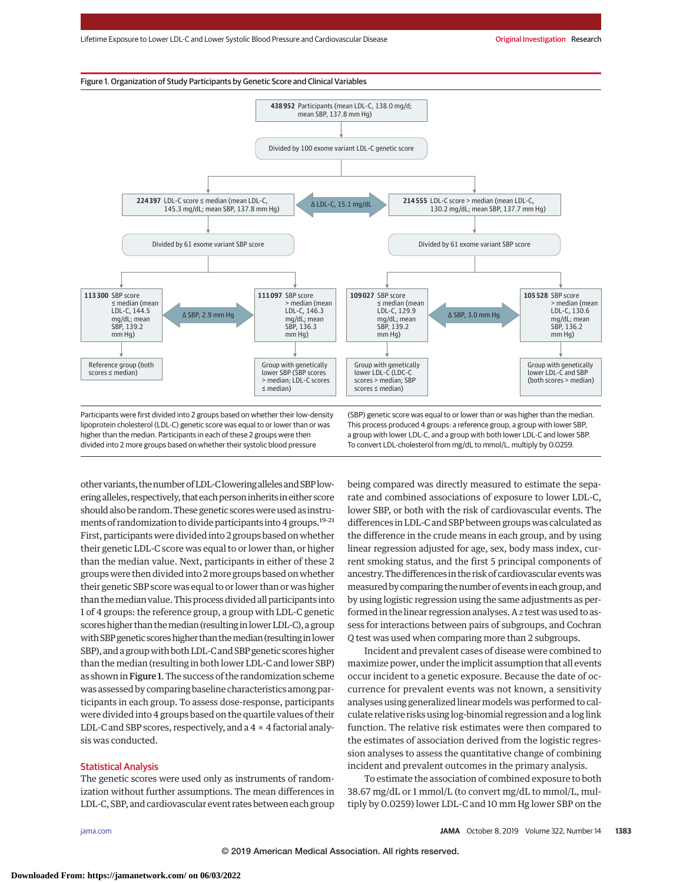Figure 1. Organization of Study Participants by Genetic Score and Clinical Variables

**438 952** Participants (mean LDL-C, 138.0 mg/d; mean SBP, 137.8 mm Hg)

Divided by 100 exome variant LDL-C genetic score

**224 397** LDL-C score ≤ median (mean LDL-C, 145.3 mg/dL; mean SBP, 137.8 mm Hg)

Δ LDL-C, 15.1 mg/dL

**214 555** LDL-C score > median (mean LDL-C, 130.2 mg/dL; mean SBP, 137.7 mm Hg)

Divided by 61 exome variant SBP score

Divided by 61 exome variant SBP score

**113 300** SBP score ≤ median (mean LDL-C, 144.5 mg/dL; mean SBP, 139.2 mm Hg)

Δ SBP, 2.9 mm Hg

**111 097** SBP score > median (mean LDL-C, 146.3 mg/dL; mean SBP, 136.3 mm Hg)

**109 027** SBP score ≤ median (mean LDL-C, 129.9 mg/dL; mean SBP, 139.2 mm Hg)

Δ SBP, 3.0 mm Hg

**105 528** SBP score > median (mean LDL-C, 130.6 mg/dL; mean SBP, 136.2 mm Hg)

Reference group (both scores ≤ median)

Group with genetically lower SBP (SBP scores > median; LDL-C scores ≤ median)

Group with genetically lower LDL-C (LDL-C scores > median; SBP scores ≤ median)

Group with genetically lower LDL-C and SBP (both scores > median)

Participants were first divided into 2 groups based on whether their low-density lipoprotein cholesterol (LDL-C) genetic score was equal to or lower than or was higher than the median. Participants in each of these 2 groups were then divided into 2 more groups based on whether their systolic blood pressure (SBP) genetic score was equal to or lower than or was higher than the median. This process produced 4 groups: a reference group, a group with lower SBP, a group with lower LDL-C, and a group with both lower LDL-C and lower SBP. To convert LDL-cholesterol from mg/dL to mmol/L, multiply by 0.0259.

other variants, the number of LDL-C lowering alleles and SBP lowering alleles, respectively, that each person inherits in either score should also be random. These genetic scores were used as instruments of randomization to divide participants into 4 groups.[19-21] First, participants were divided into 2 groups based on whether their genetic LDL-C score was equal to or lower than, or higher than the median value. Next, participants in either of these 2 groups were then divided into 2 more groups based on whether their genetic SBP score was equal to or lower than or was higher than the median value. This process divided all participants into 1 of 4 groups: the reference group, a group with LDL-C genetic scores higher than the median (resulting in lower LDL-C), a group with SBP genetic scores higher than the median (resulting in lower SBP), and a group with both LDL-C and SBP genetic scores higher than the median (resulting in both lower LDL-C and lower SBP) as shown in **Figure 1**. The success of the randomization scheme was assessed by comparing baseline characteristics among participants in each group. To assess dose-response, participants were divided into 4 groups based on the quartile values of their LDL-C and SBP scores, respectively, and a 4 × 4 factorial analysis was conducted.

## Statistical Analysis

The genetic scores were used only as instruments of randomization without further assumptions. The mean differences in LDL-C, SBP, and cardiovascular event rates between each group being compared was directly measured to estimate the separate and combined associations of exposure to lower LDL-C, lower SBP, or both with the risk of cardiovascular events. The differences in LDL-C and SBP between groups was calculated as the difference in the crude means in each group, and by using linear regression adjusted for age, sex, body mass index, current smoking status, and the first 5 principal components of ancestry. The differences in the risk of cardiovascular events was measured by comparing the number of events in each group, and by using logistic regression using the same adjustments as performed in the linear regression analyses. A *z* test was used to assess for interactions between pairs of subgroups, and Cochran *Q* test was used when comparing more than 2 subgroups.

Incident and prevalent cases of disease were combined to maximize power, under the implicit assumption that all events occur incident to a genetic exposure. Because the date of occurrence for prevalent events was not known, a sensitivity analyses using generalized linear models was performed to calculate relative risks using log-binomial regression and a log link function. The relative risk estimates were then compared to the estimates of association derived from the logistic regression analyses to assess the quantitative change of combining incident and prevalent outcomes in the primary analysis.

To estimate the association of combined exposure to both 38.67 mg/dL or 1 mmol/L (to convert mg/dL to mmol/L, multiply by 0.0259) lower LDL-C and 10 mm Hg lower SBP on the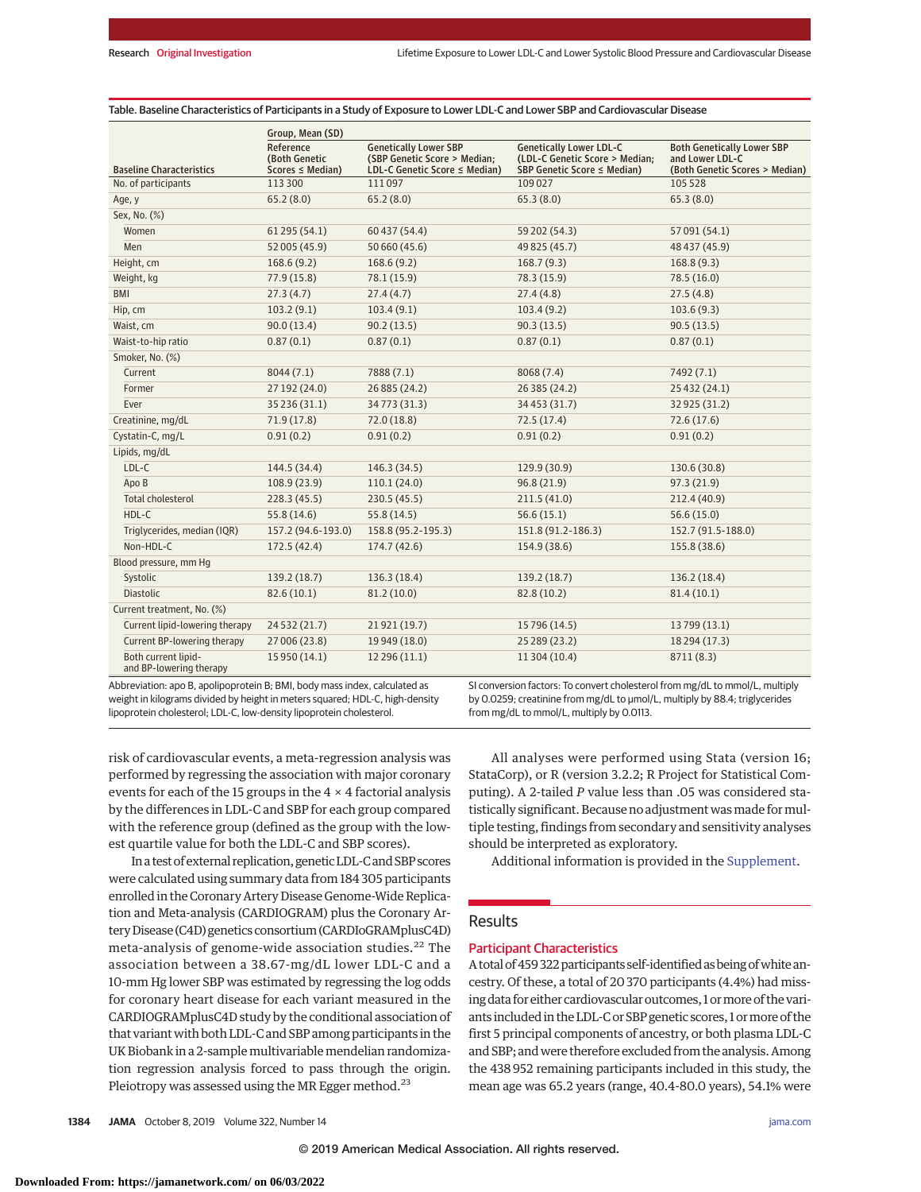Table. Baseline Characteristics of Participants in a Study of Exposure to Lower LDL-C and Lower SBP and Cardiovascular Disease

| Baseline Characteristics | Group, Mean (SD) | | | |
|---|---|---|---|---|
| | Reference (Both Genetic Scores ≤ Median) | Genetically Lower SBP (SBP Genetic Score > Median; LDL-C Genetic Score ≤ Median) | Genetically Lower LDL-C (LDL-C Genetic Score > Median; SBP Genetic Score ≤ Median) | Both Genetically Lower SBP and Lower LDL-C (Both Genetic Scores > Median) |
| No. of participants | 113 300 | 111 097 | 109 027 | 105 528 |
| Age, y | 65.2 (8.0) | 65.2 (8.0) | 65.3 (8.0) | 65.3 (8.0) |
| Sex, No. (%) | | | | |
| Women | 61 295 (54.1) | 60 437 (54.4) | 59 202 (54.3) | 57 091 (54.1) |
| Men | 52 005 (45.9) | 50 660 (45.6) | 49 825 (45.7) | 48 437 (45.9) |
| Height, cm | 168.6 (9.2) | 168.6 (9.2) | 168.7 (9.3) | 168.8 (9.3) |
| Weight, kg | 77.9 (15.8) | 78.1 (15.9) | 78.3 (15.9) | 78.5 (16.0) |
| BMI | 27.3 (4.7) | 27.4 (4.7) | 27.4 (4.8) | 27.5 (4.8) |
| Hip, cm | 103.2 (9.1) | 103.4 (9.1) | 103.4 (9.2) | 103.6 (9.3) |
| Waist, cm | 90.0 (13.4) | 90.2 (13.5) | 90.3 (13.5) | 90.5 (13.5) |
| Waist-to-hip ratio | 0.87 (0.1) | 0.87 (0.1) | 0.87 (0.1) | 0.87 (0.1) |
| Smoker, No. (%) | | | | |
| Current | 8044 (7.1) | 7888 (7.1) | 8068 (7.4) | 7492 (7.1) |
| Former | 27 192 (24.0) | 26 885 (24.2) | 26 385 (24.2) | 25 432 (24.1) |
| Ever | 35 236 (31.1) | 34 773 (31.3) | 34 453 (31.7) | 32 925 (31.2) |
| Creatinine, mg/dL | 71.9 (17.8) | 72.0 (18.8) | 72.5 (17.4) | 72.6 (17.6) |
| Cystatin-C, mg/L | 0.91 (0.2) | 0.91 (0.2) | 0.91 (0.2) | 0.91 (0.2) |
| Lipids, mg/dL | | | | |
| LDL-C | 144.5 (34.4) | 146.3 (34.5) | 129.9 (30.9) | 130.6 (30.8) |
| Apo B | 108.9 (23.9) | 110.1 (24.0) | 96.8 (21.9) | 97.3 (21.9) |
| Total cholesterol | 228.3 (45.5) | 230.5 (45.5) | 211.5 (41.0) | 212.4 (40.9) |
| HDL-C | 55.8 (14.6) | 55.8 (14.5) | 56.6 (15.1) | 56.6 (15.0) |
| Triglycerides, median (IQR) | 157.2 (94.6-193.0) | 158.8 (95.2-195.3) | 151.8 (91.2-186.3) | 152.7 (91.5-188.0) |
| Non-HDL-C | 172.5 (42.4) | 174.7 (42.6) | 154.9 (38.6) | 155.8 (38.6) |
| Blood pressure, mm Hg | | | | |
| Systolic | 139.2 (18.7) | 136.3 (18.4) | 139.2 (18.7) | 136.2 (18.4) |
| Diastolic | 82.6 (10.1) | 81.2 (10.0) | 82.8 (10.2) | 81.4 (10.1) |
| Current treatment, No. (%) | | | | |
| Current lipid-lowering therapy | 24 532 (21.7) | 21 921 (19.7) | 15 796 (14.5) | 13 799 (13.1) |
| Current BP-lowering therapy | 27 006 (23.8) | 19 949 (18.0) | 25 289 (23.2) | 18 294 (17.3) |
| Both current lipid- and BP-lowering therapy | 15 950 (14.1) | 12 296 (11.1) | 11 304 (10.4) | 8711 (8.3) |

Abbreviation: apo B, apolipoprotein B; BMI, body mass index, calculated as weight in kilograms divided by height in meters squared; HDL-C, high-density lipoprotein cholesterol; LDL-C, low-density lipoprotein cholesterol.

SI conversion factors: To convert cholesterol from mg/dL to mmol/L, multiply by 0.0259; creatinine from mg/dL to μmol/L, multiply by 88.4; triglycerides from mg/dL to mmol/L, multiply by 0.0113.

risk of cardiovascular events, a meta-regression analysis was performed by regressing the association with major coronary events for each of the 15 groups in the 4 × 4 factorial analysis by the differences in LDL-C and SBP for each group compared with the reference group (defined as the group with the lowest quartile value for both the LDL-C and SBP scores).

In a test of external replication, genetic LDL-C and SBP scores were calculated using summary data from 184 305 participants enrolled in the Coronary Artery Disease Genome-Wide Replication and Meta-analysis (CARDIOGRAM) plus the Coronary Artery Disease (C4D) genetics consortium (CARDIoGRAMplusC4D) meta-analysis of genome-wide association studies.[22] The association between a 38.67-mg/dL lower LDL-C and a 10-mm Hg lower SBP was estimated by regressing the log odds for coronary heart disease for each variant measured in the CARDIOGRAMplusC4D study by the conditional association of that variant with both LDL-C and SBP among participants in the UK Biobank in a 2-sample multivariable mendelian randomization regression analysis forced to pass through the origin. Pleiotropy was assessed using the MR Egger method.[23]

All analyses were performed using Stata (version 16; StataCorp), or R (version 3.2.2; R Project for Statistical Computing). A 2-tailed *P* value less than .05 was considered statistically significant. Because no adjustment was made for multiple testing, findings from secondary and sensitivity analyses should be interpreted as exploratory.

Additional information is provided in the Supplement.

## Results

### Participant Characteristics

A total of 459 322 participants self-identified as being of white ancestry. Of these, a total of 20 370 participants (4.4%) had missing data for either cardiovascular outcomes, 1 or more of the variants included in the LDL-C or SBP genetic scores, 1 or more of the first 5 principal components of ancestry, or both plasma LDL-C and SBP; and were therefore excluded from the analysis. Among the 438 952 remaining participants included in this study, the mean age was 65.2 years (range, 40.4-80.0 years), 54.1% were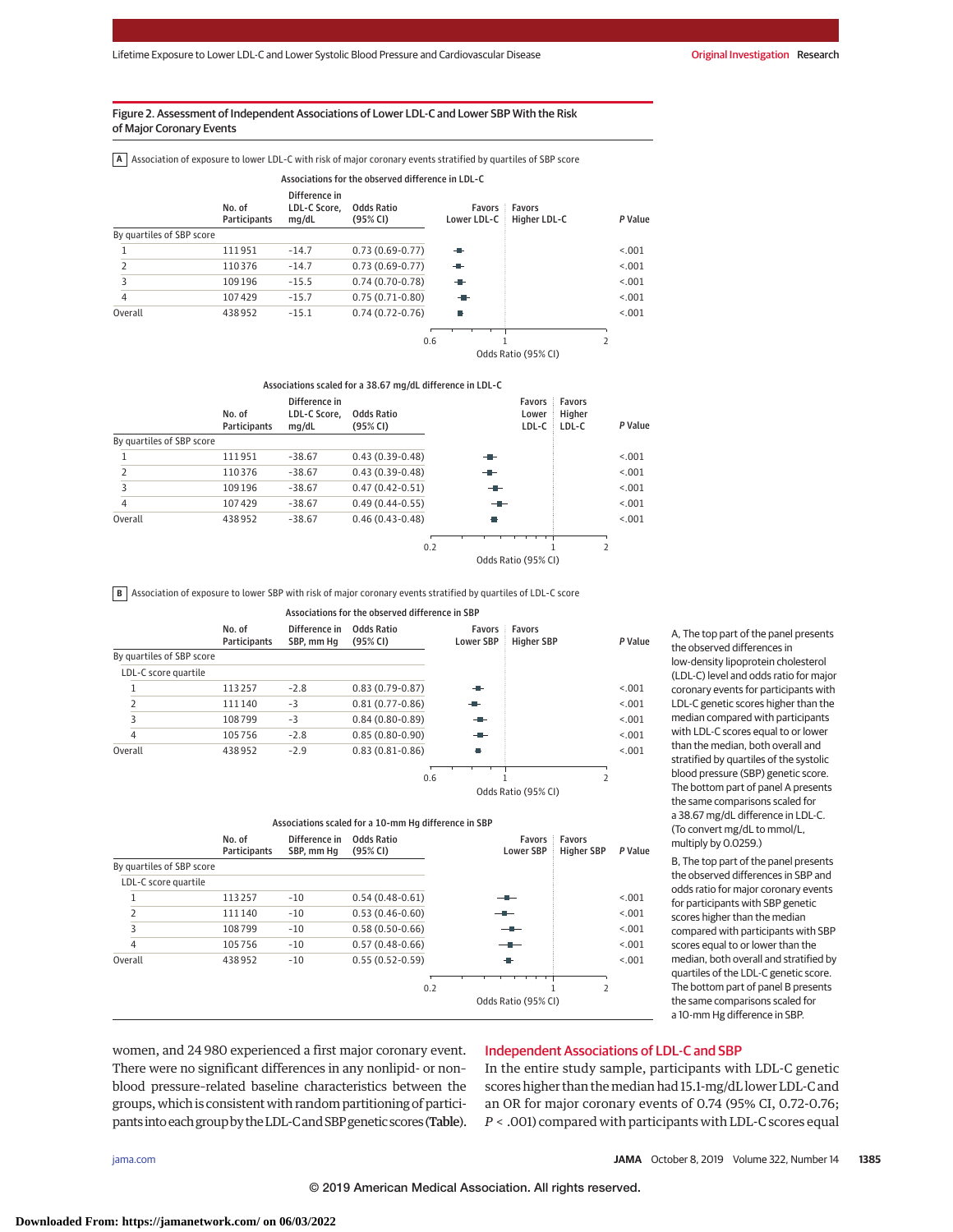Figure 2. Assessment of Independent Associations of Lower LDL-C and Lower SBP With the Risk of Major Coronary Events

**A** Association of exposure to lower LDL-C with risk of major coronary events stratified by quartiles of SBP score

Associations for the observed difference in LDL-C

| | No. of Participants | Difference in LDL-C Score, mg/dL | Odds Ratio (95% CI) | P Value |
|---|---|---|---|---|
| By quartiles of SBP score | | | | |
| 1 | 111 951 | −14.7 | 0.73 (0.69-0.77) | <.001 |
| 2 | 110 376 | −14.7 | 0.73 (0.69-0.77) | <.001 |
| 3 | 109 196 | −15.5 | 0.74 (0.70-0.78) | <.001 |
| 4 | 107 429 | −15.7 | 0.75 (0.71-0.80) | <.001 |
| Overall | 438 952 | −15.1 | 0.74 (0.72-0.76) | <.001 |

Associations scaled for a 38.67 mg/dL difference in LDL-C

| | No. of Participants | Difference in LDL-C Score, mg/dL | Odds Ratio (95% CI) | P Value |
|---|---|---|---|---|
| By quartiles of SBP score | | | | |
| 1 | 111 951 | −38.67 | 0.43 (0.39-0.48) | <.001 |
| 2 | 110 376 | −38.67 | 0.43 (0.39-0.48) | <.001 |
| 3 | 109 196 | −38.67 | 0.47 (0.42-0.51) | <.001 |
| 4 | 107 429 | −38.67 | 0.49 (0.44-0.55) | <.001 |
| Overall | 438 952 | −38.67 | 0.46 (0.43-0.48) | <.001 |

**B** Association of exposure to lower SBP with risk of major coronary events stratified by quartiles of LDL-C score

Associations for the observed difference in SBP

| | No. of Participants | Difference in SBP, mm Hg | Odds Ratio (95% CI) | P Value |
|---|---|---|---|---|
| By quartiles of SBP score | | | | |
| LDL-C score quartile | | | | |
| 1 | 113 257 | −2.8 | 0.83 (0.79-0.87) | <.001 |
| 2 | 111 140 | −3 | 0.81 (0.77-0.86) | <.001 |
| 3 | 108 799 | −3 | 0.84 (0.80-0.89) | <.001 |
| 4 | 105 756 | −2.8 | 0.85 (0.80-0.90) | <.001 |
| Overall | 438 952 | −2.9 | 0.83 (0.81-0.86) | <.001 |

Associations scaled for a 10-mm Hg difference in SBP

| | No. of Participants | Difference in SBP, mm Hg | Odds Ratio (95% CI) | P Value |
|---|---|---|---|---|
| By quartiles of SBP score | | | | |
| LDL-C score quartile | | | | |
| 1 | 113 257 | −10 | 0.54 (0.48-0.61) | <.001 |
| 2 | 111 140 | −10 | 0.53 (0.46-0.60) | <.001 |
| 3 | 108 799 | −10 | 0.58 (0.50-0.66) | <.001 |
| 4 | 105 756 | −10 | 0.57 (0.48-0.66) | <.001 |
| Overall | 438 952 | −10 | 0.55 (0.52-0.59) | <.001 |

A, The top part of the panel presents the observed differences in low-density lipoprotein cholesterol (LDL-C) level and odds ratio for major coronary events for participants with LDL-C genetic scores higher than the median compared with participants with LDL-C scores equal to or lower than the median, both overall and stratified by quartiles of the systolic blood pressure (SBP) genetic score. The bottom part of panel A presents the same comparisons scaled for a 38.67 mg/dL difference in LDL-C. (To convert mg/dL to mmol/L, multiply by 0.0259.)

B, The top part of the panel presents the observed differences in SBP and odds ratio for major coronary events for participants with SBP genetic scores higher than the median compared with participants with SBP scores equal to or lower than the median, both overall and stratified by quartiles of the LDL-C genetic score. The bottom part of panel B presents the same comparisons scaled for a 10-mm Hg difference in SBP.

women, and 24 980 experienced a first major coronary event. There were no significant differences in any nonlipid- or non-blood pressure-related baseline characteristics between the groups, which is consistent with random partitioning of participants into each group by the LDL-C and SBP genetic scores (Table).

## Independent Associations of LDL-C and SBP

In the entire study sample, participants with LDL-C genetic scores higher than the median had 15.1-mg/dL lower LDL-C and an OR for major coronary events of 0.74 (95% CI, 0.72-0.76; $P < .001$) compared with participants with LDL-C scores equal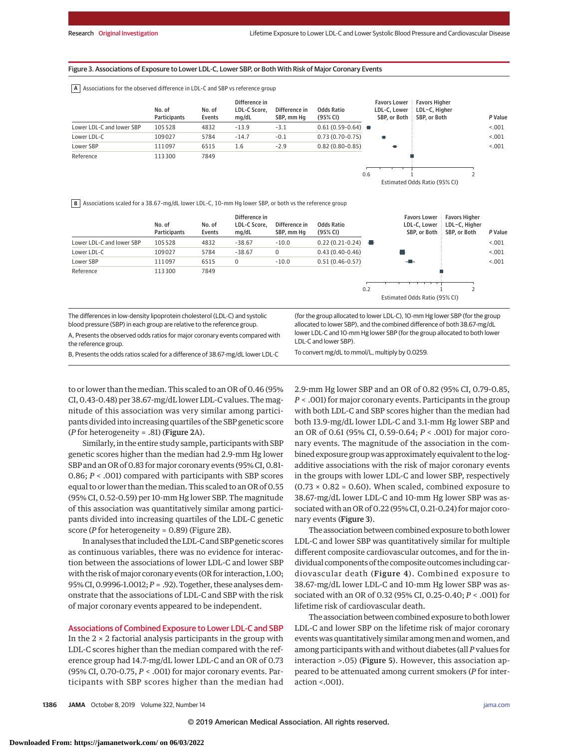Figure 3. Associations of Exposure to Lower LDL-C, Lower SBP, or Both With Risk of Major Coronary Events

**A** Associations for the observed difference in LDL-C and SBP vs reference group

| | No. of Participants | No. of Events | Difference in LDL-C Score, mg/dL | Difference in SBP, mm Hg | Odds Ratio (95% CI) | P Value |
|---|---|---|---|---|---|---|
| Lower LDL-C and lower SBP | 105 528 | 4832 | -13.9 | -3.1 | 0.61 (0.59-0.64) | <.001 |
| Lower LDL-C | 109 027 | 5784 | -14.7 | -0.1 | 0.73 (0.70-0.75) | <.001 |
| Lower SBP | 111 097 | 6515 | 1.6 | -2.9 | 0.82 (0.80-0.85) | <.001 |
| Reference | 113 300 | 7849 | | | | |

Estimated Odds Ratio (95% CI); Favors Lower LDL-C, Lower SBP, or Both | Favors Higher LDL-C, Higher SBP, or Both

**B** Associations scaled for a 38.67-mg/dL lower LDL-C, 10-mm Hg lower SBP, or both vs the reference group

| | No. of Participants | No. of Events | Difference in LDL-C Score, mg/dL | Difference in SBP, mm Hg | Odds Ratio (95% CI) | P Value |
|---|---|---|---|---|---|---|
| Lower LDL-C and lower SBP | 105 528 | 4832 | -38.67 | -10.0 | 0.22 (0.21-0.24) | <.001 |
| Lower LDL-C | 109 027 | 5784 | -38.67 | 0 | 0.43 (0.40-0.46) | <.001 |
| Lower SBP | 111 097 | 6515 | 0 | -10.0 | 0.51 (0.46-0.57) | <.001 |
| Reference | 113 300 | 7849 | | | | |

Estimated Odds Ratio (95% CI); Favors Lower LDL-C, Lower SBP, or Both | Favors Higher LDL-C, Higher SBP, or Both

The differences in low-density lipoprotein cholesterol (LDL-C) and systolic blood pressure (SBP) in each group are relative to the reference group.

A, Presents the observed odds ratios for major coronary events compared with the reference group.

B, Presents the odds ratios scaled for a difference of 38.67-mg/dL lower LDL-C (for the group allocated to lower LDL-C), 10-mm Hg lower SBP (for the group allocated to lower SBP), and the combined difference of both 38.67-mg/dL lower LDL-C and 10-mm Hg lower SBP (for the group allocated to both lower LDL-C and lower SBP).

To convert mg/dL to mmol/L, multiply by 0.0259.

to or lower than the median. This scaled to an OR of 0.46 (95% CI, 0.43-0.48) per 38.67-mg/dL lower LDL-C values. The magnitude of this association was very similar among participants divided into increasing quartiles of the SBP genetic score (*P* for heterogeneity = .81) (**Figure 2**A).

Similarly, in the entire study sample, participants with SBP genetic scores higher than the median had 2.9-mm Hg lower SBP and an OR of 0.83 for major coronary events (95% CI, 0.81-0.86; *P* < .001) compared with participants with SBP scores equal to or lower than the median. This scaled to an OR of 0.55 (95% CI, 0.52-0.59) per 10-mm Hg lower SBP. The magnitude of this association was quantitatively similar among participants divided into increasing quartiles of the LDL-C genetic score (*P* for heterogeneity = 0.89) (Figure 2B).

In analyses that included the LDL-C and SBP genetic scores as continuous variables, there was no evidence for interaction between the associations of lower LDL-C and lower SBP with the risk of major coronary events (OR for interaction, 1.00; 95% CI, 0.9996-1.0012; *P* = .92). Together, these analyses demonstrate that the associations of LDL-C and SBP with the risk of major coronary events appeared to be independent.

## Associations of Combined Exposure to Lower LDL-C and SBP

In the 2 × 2 factorial analysis participants in the group with LDL-C scores higher than the median compared with the reference group had 14.7-mg/dL lower LDL-C and an OR of 0.73 (95% CI, 0.70-0.75, *P* < .001) for major coronary events. Participants with SBP scores higher than the median had 2.9-mm Hg lower SBP and an OR of 0.82 (95% CI, 0.79-0.85, *P* < .001) for major coronary events. Participants in the group with both LDL-C and SBP scores higher than the median had both 13.9-mg/dL lower LDL-C and 3.1-mm Hg lower SBP and an OR of 0.61 (95% CI, 0.59-0.64; *P* < .001) for major coronary events. The magnitude of the association in the combined exposure group was approximately equivalent to the log-additive associations with the risk of major coronary events in the groups with lower LDL-C and lower SBP, respectively (0.73 × 0.82 = 0.60). When scaled, combined exposure to 38.67-mg/dL lower LDL-C and 10-mm Hg lower SBP was associated with an OR of 0.22 (95% CI, 0.21-0.24) for major coronary events (**Figure 3**).

The association between combined exposure to both lower LDL-C and lower SBP was quantitatively similar for multiple different composite cardiovascular outcomes, and for the individual components of the composite outcomes including cardiovascular death (**Figure 4**). Combined exposure to 38.67-mg/dL lower LDL-C and 10-mm Hg lower SBP was associated with an OR of 0.32 (95% CI, 0.25-0.40; *P* < .001) for lifetime risk of cardiovascular death.

The association between combined exposure to both lower LDL-C and lower SBP on the lifetime risk of major coronary events was quantitatively similar among men and women, and among participants with and without diabetes (all *P* values for interaction >.05) (**Figure 5**). However, this association appeared to be attenuated among current smokers (*P* for interaction <.001).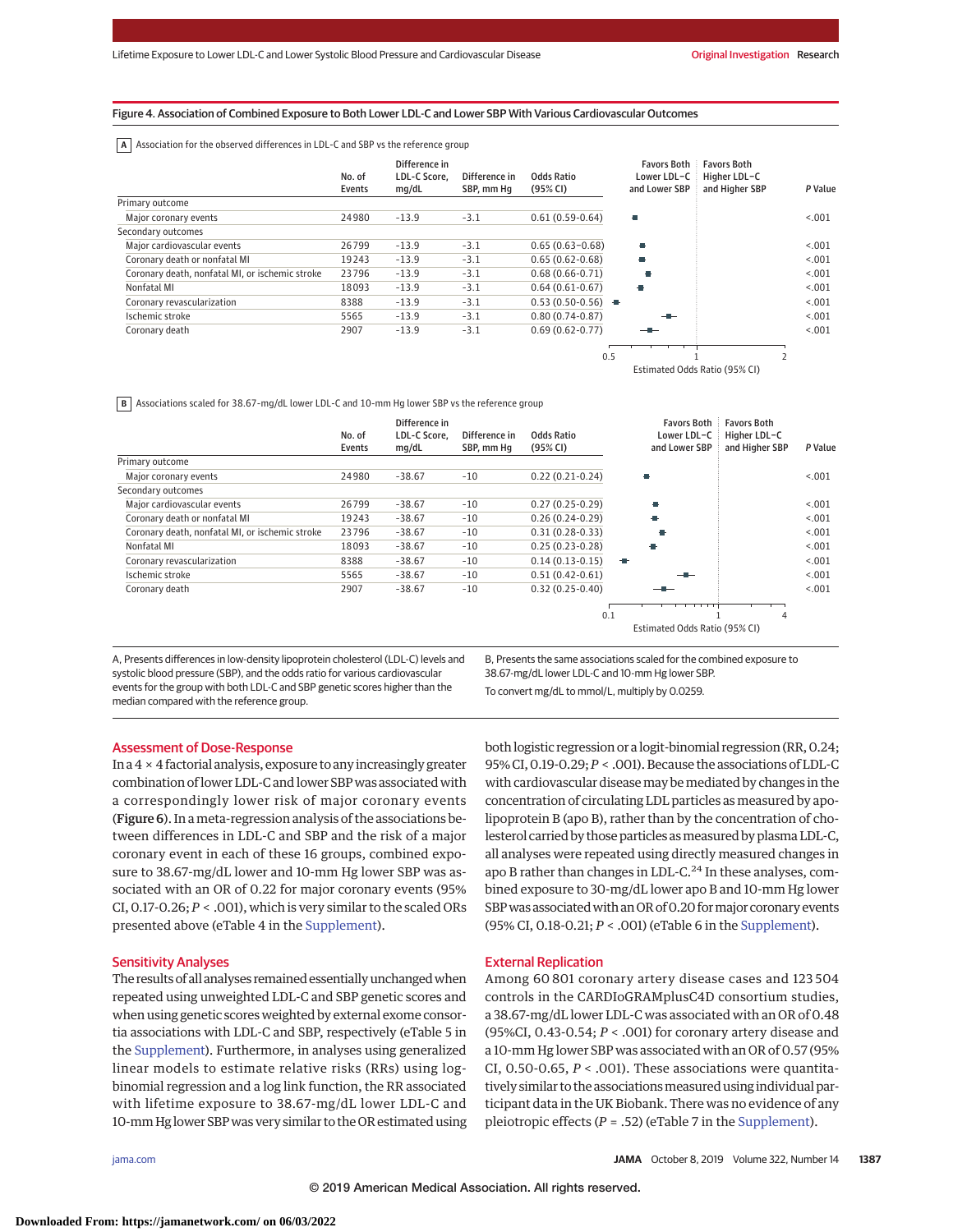Figure 4. Association of Combined Exposure to Both Lower LDL-C and Lower SBP With Various Cardiovascular Outcomes

**A** Association for the observed differences in LDL-C and SBP vs the reference group

| | No. of Events | Difference in LDL-C Score, mg/dL | Difference in SBP, mm Hg | Odds Ratio (95% CI) | P Value |
|---|---|---|---|---|---|
| Primary outcome | | | | | |
| Major coronary events | 24980 | −13.9 | −3.1 | 0.61 (0.59-0.64) | <.001 |
| Secondary outcomes | | | | | |
| Major cardiovascular events | 26799 | −13.9 | −3.1 | 0.65 (0.63−0.68) | <.001 |
| Coronary death or nonfatal MI | 19243 | −13.9 | −3.1 | 0.65 (0.62-0.68) | <.001 |
| Coronary death, nonfatal MI, or ischemic stroke | 23796 | −13.9 | −3.1 | 0.68 (0.66-0.71) | <.001 |
| Nonfatal MI | 18093 | −13.9 | −3.1 | 0.64 (0.61-0.67) | <.001 |
| Coronary revascularization | 8388 | −13.9 | −3.1 | 0.53 (0.50-0.56) | <.001 |
| Ischemic stroke | 5565 | −13.9 | −3.1 | 0.80 (0.74-0.87) | <.001 |
| Coronary death | 2907 | −13.9 | −3.1 | 0.69 (0.62-0.77) | <.001 |

Estimated Odds Ratio (95% CI): Favors Both Lower LDL-C and Lower SBP / Favors Both Higher LDL-C and Higher SBP

**B** Associations scaled for 38.67-mg/dL lower LDL-C and 10-mm Hg lower SBP vs the reference group

| | No. of Events | Difference in LDL-C Score, mg/dL | Difference in SBP, mm Hg | Odds Ratio (95% CI) | P Value |
|---|---|---|---|---|---|
| Primary outcome | | | | | |
| Major coronary events | 24980 | −38.67 | −10 | 0.22 (0.21-0.24) | <.001 |
| Secondary outcomes | | | | | |
| Major cardiovascular events | 26799 | −38.67 | −10 | 0.27 (0.25-0.29) | <.001 |
| Coronary death or nonfatal MI | 19243 | −38.67 | −10 | 0.26 (0.24-0.29) | <.001 |
| Coronary death, nonfatal MI, or ischemic stroke | 23796 | −38.67 | −10 | 0.31 (0.28-0.33) | <.001 |
| Nonfatal MI | 18093 | −38.67 | −10 | 0.25 (0.23-0.28) | <.001 |
| Coronary revascularization | 8388 | −38.67 | −10 | 0.14 (0.13-0.15) | <.001 |
| Ischemic stroke | 5565 | −38.67 | −10 | 0.51 (0.42-0.61) | <.001 |
| Coronary death | 2907 | −38.67 | −10 | 0.32 (0.25-0.40) | <.001 |

Estimated Odds Ratio (95% CI): Favors Both Lower LDL-C and Lower SBP / Favors Both Higher LDL-C and Higher SBP

A, Presents differences in low-density lipoprotein cholesterol (LDL-C) levels and systolic blood pressure (SBP), and the odds ratio for various cardiovascular events for the group with both LDL-C and SBP genetic scores higher than the median compared with the reference group.

B, Presents the same associations scaled for the combined exposure to 38.67-mg/dL lower LDL-C and 10-mm Hg lower SBP.

To convert mg/dL to mmol/L, multiply by 0.0259.

## Assessment of Dose-Response

In a 4 × 4 factorial analysis, exposure to any increasingly greater combination of lower LDL-C and lower SBP was associated with a correspondingly lower risk of major coronary events (Figure 6). In a meta-regression analysis of the associations between differences in LDL-C and SBP and the risk of a major coronary event in each of these 16 groups, combined exposure to 38.67-mg/dL lower LDL-C and 10-mm Hg lower SBP was associated with an OR of 0.22 for major coronary events (95% CI, 0.17-0.26; *P* < .001), which is very similar to the scaled ORs presented above (eTable 4 in the Supplement).

## Sensitivity Analyses

The results of all analyses remained essentially unchanged when repeated using unweighted LDL-C and SBP genetic scores and when using genetic scores weighted by external exome consortia associations with LDL-C and SBP, respectively (eTable 5 in the Supplement). Furthermore, in analyses using generalized linear models to estimate relative risks (RRs) using log-binomial regression and a log link function, the RR associated with lifetime exposure to 38.67-mg/dL lower LDL-C and 10-mm Hg lower SBP was very similar to the OR estimated using both logistic regression or a logit-binomial regression (RR, 0.24; 95% CI, 0.19-0.29; *P* < .001). Because the associations of LDL-C with cardiovascular disease may be mediated by changes in the concentration of circulating LDL particles as measured by apolipoprotein B (apo B), rather than by the concentration of cholesterol carried by those particles as measured by plasma LDL-C, all analyses were repeated using directly measured changes in apo B rather than changes in LDL-C.[24] In these analyses, combined exposure to 30-mg/dL lower apo B and 10-mm Hg lower SBP was associated with an OR of 0.20 for major coronary events (95% CI, 0.18-0.21; *P* < .001) (eTable 6 in the Supplement).

## External Replication

Among 60 801 coronary artery disease cases and 123 504 controls in the CARDIoGRAMplusC4D consortium studies, a 38.67-mg/dL lower LDL-C was associated with an OR of 0.48 (95%CI, 0.43-0.54; *P* < .001) for coronary artery disease and a 10-mm Hg lower SBP was associated with an OR of 0.57 (95% CI, 0.50-0.65, *P* < .001). These associations were quantitatively similar to the associations measured using individual participant data in the UK Biobank. There was no evidence of any pleiotropic effects (*P* = .52) (eTable 7 in the Supplement).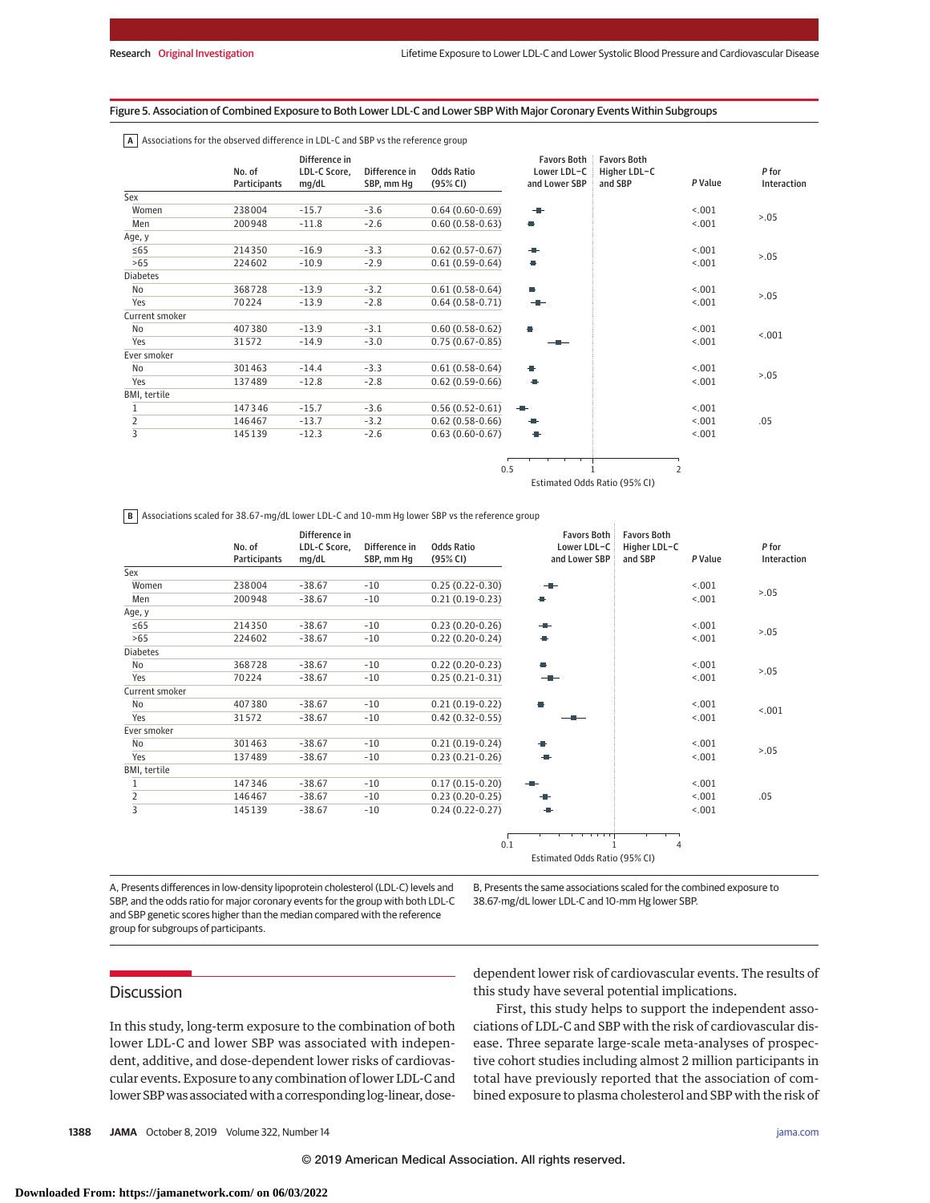Figure 5. Association of Combined Exposure to Both Lower LDL-C and Lower SBP With Major Coronary Events Within Subgroups

**A** Associations for the observed difference in LDL-C and SBP vs the reference group

| | No. of Participants | Difference in LDL-C Score, mg/dL | Difference in SBP, mm Hg | Odds Ratio (95% CI) | P Value | P for Interaction |
|---|---|---|---|---|---|---|
| Sex | | | | | | |
| Women | 238004 | -15.7 | -3.6 | 0.64 (0.60-0.69) | <.001 | >.05 |
| Men | 200948 | -11.8 | -2.6 | 0.60 (0.58-0.63) | <.001 | |
| Age, y | | | | | | |
| ≤65 | 214350 | -16.9 | -3.3 | 0.62 (0.57-0.67) | <.001 | >.05 |
| >65 | 224602 | -10.9 | -2.9 | 0.61 (0.59-0.64) | <.001 | |
| Diabetes | | | | | | |
| No | 368728 | -13.9 | -3.2 | 0.61 (0.58-0.64) | <.001 | >.05 |
| Yes | 70224 | -13.9 | -2.8 | 0.64 (0.58-0.71) | <.001 | |
| Current smoker | | | | | | |
| No | 407380 | -13.9 | -3.1 | 0.60 (0.58-0.62) | <.001 | <.001 |
| Yes | 31572 | -14.9 | -3.0 | 0.75 (0.67-0.85) | <.001 | |
| Ever smoker | | | | | | |
| No | 301463 | -14.4 | -3.3 | 0.61 (0.58-0.64) | <.001 | >.05 |
| Yes | 137489 | -12.8 | -2.8 | 0.62 (0.59-0.66) | <.001 | |
| BMI, tertile | | | | | | |
| 1 | 147346 | -15.7 | -3.6 | 0.56 (0.52-0.61) | <.001 | .05 |
| 2 | 146467 | -13.7 | -3.2 | 0.62 (0.58-0.66) | <.001 | |
| 3 | 145139 | -12.3 | -2.6 | 0.63 (0.60-0.67) | <.001 | |

Estimated Odds Ratio (95% CI) — Favors Both Lower LDL-C and Lower SBP / Favors Both Higher LDL-C and SBP

**B** Associations scaled for 38.67-mg/dL lower LDL-C and 10-mm Hg lower SBP vs the reference group

| | No. of Participants | Difference in LDL-C Score, mg/dL | Difference in SBP, mm Hg | Odds Ratio (95% CI) | P Value | P for Interaction |
|---|---|---|---|---|---|---|
| Sex | | | | | | |
| Women | 238004 | -38.67 | -10 | 0.25 (0.22-0.30) | <.001 | >.05 |
| Men | 200948 | -38.67 | -10 | 0.21 (0.19-0.23) | <.001 | |
| Age, y | | | | | | |
| ≤65 | 214350 | -38.67 | -10 | 0.23 (0.20-0.26) | <.001 | >.05 |
| >65 | 224602 | -38.67 | -10 | 0.22 (0.20-0.24) | <.001 | |
| Diabetes | | | | | | |
| No | 368728 | -38.67 | -10 | 0.22 (0.20-0.23) | <.001 | >.05 |
| Yes | 70224 | -38.67 | -10 | 0.25 (0.21-0.31) | <.001 | |
| Current smoker | | | | | | |
| No | 407380 | -38.67 | -10 | 0.21 (0.19-0.22) | <.001 | <.001 |
| Yes | 31572 | -38.67 | -10 | 0.42 (0.32-0.55) | <.001 | |
| Ever smoker | | | | | | |
| No | 301463 | -38.67 | -10 | 0.21 (0.19-0.24) | <.001 | >.05 |
| Yes | 137489 | -38.67 | -10 | 0.23 (0.21-0.26) | <.001 | |
| BMI, tertile | | | | | | |
| 1 | 147346 | -38.67 | -10 | 0.17 (0.15-0.20) | <.001 | .05 |
| 2 | 146467 | -38.67 | -10 | 0.23 (0.20-0.25) | <.001 | |
| 3 | 145139 | -38.67 | -10 | 0.24 (0.22-0.27) | <.001 | |

Estimated Odds Ratio (95% CI) — Favors Both Lower LDL-C and Lower SBP / Favors Both Higher LDL-C and SBP

A, Presents differences in low-density lipoprotein cholesterol (LDL-C) levels and SBP, and the odds ratio for major coronary events for the group with both LDL-C and SBP genetic scores higher than the median compared with the reference group for subgroups of participants.

B, Presents the same associations scaled for the combined exposure to 38.67-mg/dL lower LDL-C and 10-mm Hg lower SBP.

## Discussion

In this study, long-term exposure to the combination of both lower LDL-C and lower SBP was associated with independent, additive, and dose-dependent lower risks of cardiovascular events. Exposure to any combination of lower LDL-C and lower SBP was associated with a corresponding log-linear, dose-dependent lower risk of cardiovascular events. The results of this study have several potential implications.

First, this study helps to support the independent associations of LDL-C and SBP with the risk of cardiovascular disease. Three separate large-scale meta-analyses of prospective cohort studies including almost 2 million participants in total have previously reported that the association of combined exposure to plasma cholesterol and SBP with the risk of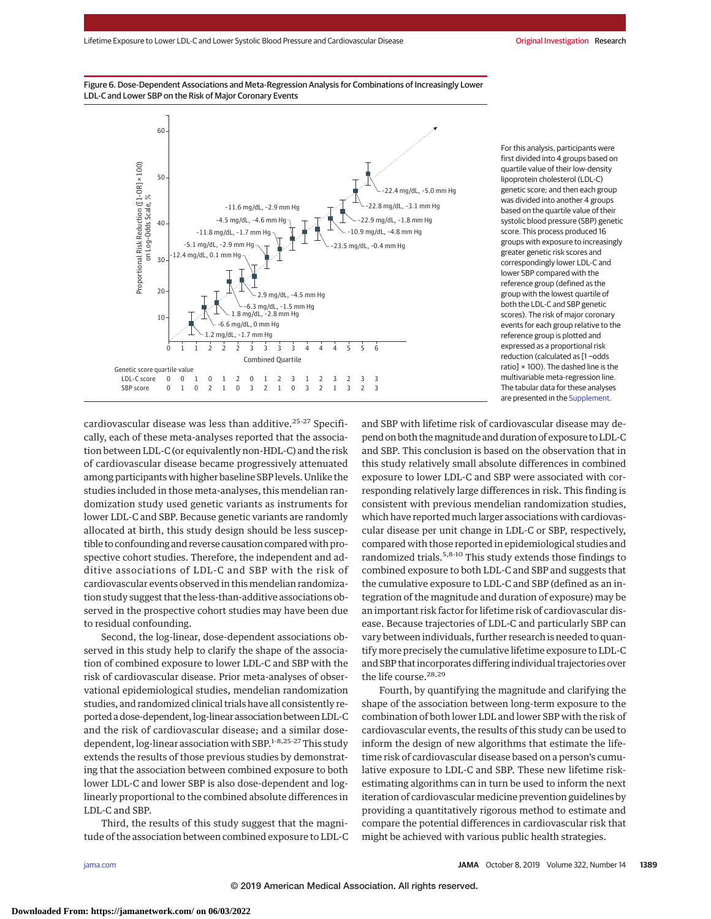Figure 6. Dose-Dependent Associations and Meta-Regression Analysis for Combinations of Increasingly Lower LDL-C and Lower SBP on the Risk of Major Coronary Events

Proportional Risk Reduction ([1-OR] × 100) on Log-Odds Scale, %

60
50
40
30
20
10

-11.6 mg/dL, -2.9 mm Hg
-4.5 mg/dL, -4.6 mm Hg
-11.8 mg/dL, -1.7 mm Hg
-5.1 mg/dL, -2.9 mm Hg
-12.4 mg/dL, 0.1 mm Hg
-22.4 mg/dL, -5.0 mm Hg
-22.8 mg/dL, -3.1 mm Hg
-22.9 mg/dL, -1.8 mm Hg
-10.9 mg/dL, -4.8 mm Hg
-23.5 mg/dL, -0.4 mm Hg
2.9 mg/dL, -4.5 mm Hg
-6.3 mg/dL, -1.5 mm Hg
1.8 mg/dL, -2.8 mm Hg
-6.6 mg/dL, 0 mm Hg
1.2 mg/dL, -1.7 mm Hg

Combined Quartile

0 1 1 2 2 2 3 3 3 3 4 4 4 5 5 6

Genetic score quartile value

LDL-C score 0 0 1 0 1 2 0 1 2 3 1 2 3 2 3 3

SBP score 0 1 0 2 1 0 3 2 1 0 3 2 1 3 2 3

For this analysis, participants were first divided into 4 groups based on quartile value of their low-density lipoprotein cholesterol (LDL-C) genetic score; and then each group was divided into another 4 groups based on the quartile value of their systolic blood pressure (SBP) genetic score. This process produced 16 groups with exposure to increasingly greater genetic risk scores and correspondingly lower LDL-C and lower SBP compared with the reference group (defined as the group with the lowest quartile of both the LDL-C and SBP genetic scores). The risk of major coronary events for each group relative to the reference group is plotted and expressed as a proportional risk reduction (calculated as [1 −odds ratio] × 100). The dashed line is the multivariable meta-regression line. The tabular data for these analyses are presented in the Supplement.

cardiovascular disease was less than additive.[25-27] Specifically, each of these meta-analyses reported that the association between LDL-C (or equivalently non-HDL-C) and the risk of cardiovascular disease became progressively attenuated among participants with higher baseline SBP levels. Unlike the studies included in those meta-analyses, this mendelian randomization study used genetic variants as instruments for lower LDL-C and SBP. Because genetic variants are randomly allocated at birth, this study design should be less susceptible to confounding and reverse causation compared with prospective cohort studies. Therefore, the independent and additive associations of LDL-C and SBP with the risk of cardiovascular events observed in this mendelian randomization study suggest that the less-than-additive associations observed in the prospective cohort studies may have been due to residual confounding.

Second, the log-linear, dose-dependent associations observed in this study help to clarify the shape of the association of combined exposure to lower LDL-C and SBP with the risk of cardiovascular disease. Prior meta-analyses of observational epidemiological studies, mendelian randomization studies, and randomized clinical trials have all consistently reported a dose-dependent, log-linear association between LDL-C and the risk of cardiovascular disease; and a similar dose-dependent, log-linear association with SBP.[1-8,25-27] This study extends the results of those previous studies by demonstrating that the association between combined exposure to both lower LDL-C and lower SBP is also dose-dependent and log-linearly proportional to the combined absolute differences in LDL-C and SBP.

Third, the results of this study suggest that the magnitude of the association between combined exposure to LDL-C and SBP with lifetime risk of cardiovascular disease may depend on both the magnitude and duration of exposure to LDL-C and SBP. This conclusion is based on the observation that in this study relatively small absolute differences in combined exposure to lower LDL-C and SBP were associated with corresponding relatively large differences in risk. This finding is consistent with previous mendelian randomization studies, which have reported much larger associations with cardiovascular disease per unit change in LDL-C or SBP, respectively, compared with those reported in epidemiological studies and randomized trials.[5,8-10] This study extends those findings to combined exposure to both LDL-C and SBP and suggests that the cumulative exposure to LDL-C and SBP (defined as an integration of the magnitude and duration of exposure) may be an important risk factor for lifetime risk of cardiovascular disease. Because trajectories of LDL-C and particularly SBP can vary between individuals, further research is needed to quantify more precisely the cumulative lifetime exposure to LDL-C and SBP that incorporates differing individual trajectories over the life course.[28,29]

Fourth, by quantifying the magnitude and clarifying the shape of the association between long-term exposure to the combination of both lower LDL and lower SBP with the risk of cardiovascular events, the results of this study can be used to inform the design of new algorithms that estimate the lifetime risk of cardiovascular disease based on a person's cumulative exposure to LDL-C and SBP. These new lifetime risk-estimating algorithms can in turn be used to inform the next iteration of cardiovascular medicine prevention guidelines by providing a quantitatively rigorous method to estimate and compare the potential differences in cardiovascular risk that might be achieved with various public health strategies.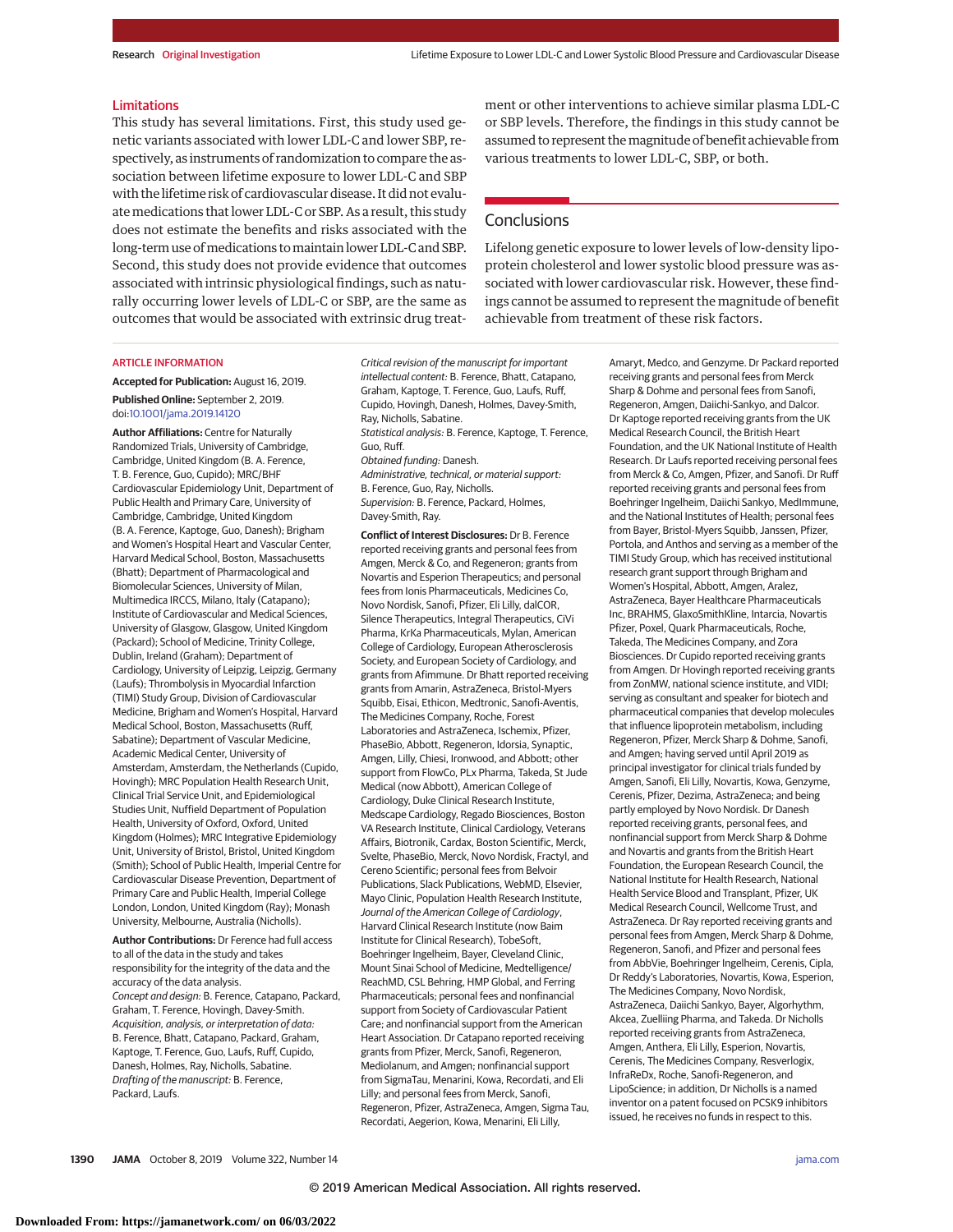## Limitations

This study has several limitations. First, this study used genetic variants associated with lower LDL-C and lower SBP, respectively, as instruments of randomization to compare the association between lifetime exposure to lower LDL-C and SBP with the lifetime risk of cardiovascular disease. It did not evaluate medications that lower LDL-C or SBP. As a result, this study does not estimate the benefits and risks associated with the long-term use of medications to maintain lower LDL-C and SBP. Second, this study does not provide evidence that outcomes associated with intrinsic physiological findings, such as naturally occurring lower levels of LDL-C or SBP, are the same as outcomes that would be associated with extrinsic drug treatment or other interventions to achieve similar plasma LDL-C or SBP levels. Therefore, the findings in this study cannot be assumed to represent the magnitude of benefit achievable from various treatments to lower LDL-C, SBP, or both.

## Conclusions

Lifelong genetic exposure to lower levels of low-density lipoprotein cholesterol and lower systolic blood pressure was associated with lower cardiovascular risk. However, these findings cannot be assumed to represent the magnitude of benefit achievable from treatment of these risk factors.

### ARTICLE INFORMATION

**Accepted for Publication:** August 16, 2019.

**Published Online:** September 2, 2019. doi:10.1001/jama.2019.14120

**Author Affiliations:** Centre for Naturally Randomized Trials, University of Cambridge, Cambridge, United Kingdom (B. A. Ference, T. B. Ference, Guo, Cupido); MRC/BHF Cardiovascular Epidemiology Unit, Department of Public Health and Primary Care, University of Cambridge, Cambridge, United Kingdom (B. A. Ference, Kaptoge, Guo, Danesh); Brigham and Women's Hospital Heart and Vascular Center, Harvard Medical School, Boston, Massachusetts (Bhatt); Department of Pharmacological and Biomolecular Sciences, University of Milan, Multimedica IRCCS, Milano, Italy (Catapano); Institute of Cardiovascular and Medical Sciences, University of Glasgow, Glasgow, United Kingdom (Packard); School of Medicine, Trinity College, Dublin, Ireland (Graham); Department of Cardiology, University of Leipzig, Leipzig, Germany (Laufs); Thrombolysis in Myocardial Infarction (TIMI) Study Group, Division of Cardiovascular Medicine, Brigham and Women's Hospital, Harvard Medical School, Boston, Massachusetts (Ruff, Sabatine); Department of Vascular Medicine, Academic Medical Center, University of Amsterdam, Amsterdam, the Netherlands (Cupido, Hovingh); MRC Population Health Research Unit, Clinical Trial Service Unit, and Epidemiological Studies Unit, Nuffield Department of Population Health, University of Oxford, Oxford, United Kingdom (Holmes); MRC Integrative Epidemiology Unit, University of Bristol, Bristol, United Kingdom (Smith); School of Public Health, Imperial Centre for Cardiovascular Disease Prevention, Department of Primary Care and Public Health, Imperial College London, London, United Kingdom (Ray); Monash University, Melbourne, Australia (Nicholls).

**Author Contributions:** Dr Ference had full access to all of the data in the study and takes responsibility for the integrity of the data and the accuracy of the data analysis.
*Concept and design:* B. Ference, Catapano, Packard, Graham, T. Ference, Hovingh, Davey-Smith.
*Acquisition, analysis, or interpretation of data:* B. Ference, Bhatt, Catapano, Packard, Graham, Kaptoge, T. Ference, Guo, Laufs, Ruff, Cupido, Danesh, Holmes, Ray, Nicholls, Sabatine.
*Drafting of the manuscript:* B. Ference, Packard, Laufs.
*Critical revision of the manuscript for important intellectual content:* B. Ference, Bhatt, Catapano, Graham, Kaptoge, T. Ference, Guo, Laufs, Ruff, Cupido, Hovingh, Danesh, Holmes, Davey-Smith, Ray, Nicholls, Sabatine.
*Statistical analysis:* B. Ference, Kaptoge, T. Ference, Guo, Ruff.
*Obtained funding:* Danesh.
*Administrative, technical, or material support:* B. Ference, Guo, Ray, Nicholls.
*Supervision:* B. Ference, Packard, Holmes, Davey-Smith, Ray.

**Conflict of Interest Disclosures:** Dr B. Ference reported receiving grants and personal fees from Amgen, Merck & Co, and Regeneron; grants from Novartis and Esperion Therapeutics; and personal fees from Ionis Pharmaceuticals, Medicines Co, Novo Nordisk, Sanofi, Pfizer, Eli Lilly, dalCOR, Silence Therapeutics, Integral Therapeutics, CiVi Pharma, KrKa Pharmaceuticals, Mylan, American College of Cardiology, European Atherosclerosis Society, and European Society of Cardiology, and grants from Afimmune. Dr Bhatt reported receiving grants from Amarin, AstraZeneca, Bristol-Myers Squibb, Eisai, Ethicon, Medtronic, Sanofi-Aventis, The Medicines Company, Roche, Forest Laboratories and AstraZeneca, Ischemix, Pfizer, PhaseBio, Abbott, Regeneron, Idorsia, Synaptic, Amgen, Lilly, Chiesi, Ironwood, and Abbott; other support from FlowCo, PLx Pharma, Takeda, St Jude Medical (now Abbott), American College of Cardiology, Duke Clinical Research Institute, Medscape Cardiology, Regado Biosciences, Boston VA Research Institute, Clinical Cardiology, Veterans Affairs, Biotronik, Cardax, Boston Scientific, Merck, Svelte, PhaseBio, Merck, Novo Nordisk, Fractyl, and Cereno Scientific; personal fees from Belvoir Publications, Slack Publications, WebMD, Elsevier, Mayo Clinic, Population Health Research Institute, *Journal of the American College of Cardiology*, Harvard Clinical Research Institute (now Baim Institute for Clinical Research), TobeSoft, Boehringer Ingelheim, Bayer, Cleveland Clinic, Mount Sinai School of Medicine, Medtelligence/ReachMD, CSL Behring, HMP Global, and Ferring Pharmaceuticals; personal fees and nonfinancial support from Society of Cardiovascular Patient Care; and nonfinancial support from the American Heart Association. Dr Catapano reported receiving grants from Pfizer, Merck, Sanofi, Regeneron, Mediolanum, and Amgen; nonfinancial support from SigmaTau, Menarini, Kowa, Recordati, and Eli Lilly; and personal fees from Merck, Sanofi, Regeneron, Pfizer, AstraZeneca, Amgen, Sigma Tau, Recordati, Aegerion, Kowa, Menarini, Eli Lilly, Amaryt, Medco, and Genzyme. Dr Packard reported receiving grants and personal fees from Merck Sharp & Dohme and personal fees from Sanofi, Regeneron, Amgen, Daiichi-Sankyo, and Dalcor. Dr Kaptoge reported receiving grants from the UK Medical Research Council, the British Heart Foundation, and the UK National Institute of Health Research. Dr Laufs reported receiving personal fees from Merck & Co, Amgen, Pfizer, and Sanofi. Dr Ruff reported receiving grants and personal fees from Boehringer Ingelheim, Daiichi Sankyo, MedImmune, and the National Institutes of Health; personal fees from Bayer, Bristol-Myers Squibb, Janssen, Pfizer, Portola, and Anthos and serving as a member of the TIMI Study Group, which has received institutional research grant support through Brigham and Women's Hospital, Abbott, Amgen, Aralez, AstraZeneca, Bayer Healthcare Pharmaceuticals Inc, BRAHMS, GlaxoSmithKline, Intarcia, Novartis Pfizer, Poxel, Quark Pharmaceuticals, Roche, Takeda, The Medicines Company, and Zora Biosciences. Dr Cupido reported receiving grants from Amgen. Dr Hovingh reported receiving grants from ZonMW, national science institute, and VIDI; serving as consultant and speaker for biotech and pharmaceutical companies that develop molecules that influence lipoprotein metabolism, including Regeneron, Pfizer, Merck Sharp & Dohme, Sanofi, and Amgen; having served until April 2019 as principal investigator for clinical trials funded by Amgen, Sanofi, Eli Lilly, Novartis, Kowa, Genzyme, Cerenis, Pfizer, Dezima, AstraZeneca; and being partly employed by Novo Nordisk. Dr Danesh reported receiving grants, personal fees, and nonfinancial support from Merck Sharp & Dohme and Novartis and grants from the British Heart Foundation, the European Research Council, the National Institute for Health Research, National Health Service Blood and Transplant, Pfizer, UK Medical Research Council, Wellcome Trust, and AstraZeneca. Dr Ray reported receiving grants and personal fees from Amgen, Merck Sharp & Dohme, Regeneron, Sanofi, and Pfizer and personal fees from AbbVie, Boehringer Ingelheim, Cerenis, Cipla, Dr Reddy's Laboratories, Novartis, Kowa, Esperion, The Medicines Company, Novo Nordisk, AstraZeneca, Daiichi Sankyo, Bayer, Algorhythm, Akcea, Zuelliing Pharma, and Takeda. Dr Nicholls reported receiving grants from AstraZeneca, Amgen, Anthera, Eli Lilly, Esperion, Novartis, Cerenis, The Medicines Company, Resverlogix, InfraReDx, Roche, Sanofi-Regeneron, and LipoScience; in addition, Dr Nicholls is a named inventor on a patent focused on PCSK9 inhibitors issued, he receives no funds in respect to this.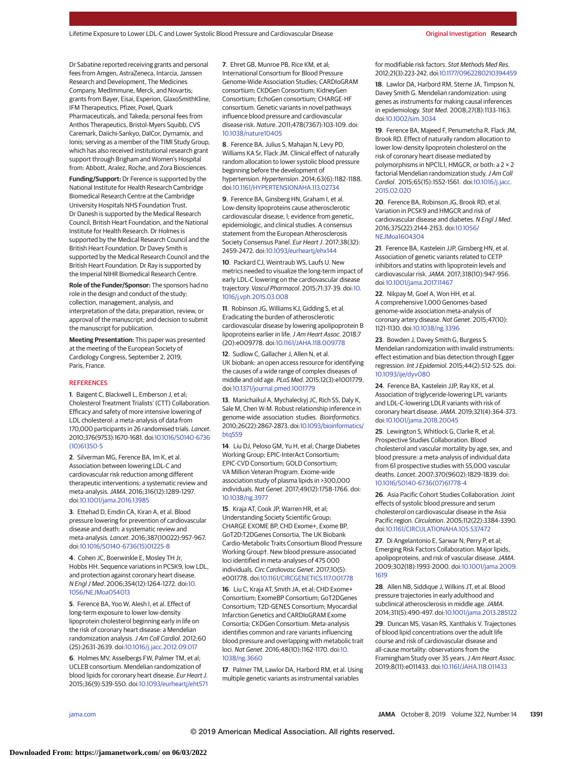Dr Sabatine reported receiving grants and personal fees from Amgen, AstraZeneca, Intarcia, Janssen Research and Development, The Medicines Company, MedImmune, Merck, and Novartis; grants from Bayer, Eisai, Esperion, GlaxoSmithKline, IFM Therapeutics, Pfizer, Poxel, Quark Pharmaceuticals, and Takeda; personal fees from Anthos Therapeutics, Bristol-Myers Squibb, CVS Caremark, Daiichi-Sankyo, DalCor, Dyrnamix, and Ionis; serving as a member of the TIMI Study Group, which has also received institutional research grant support through Brigham and Women's Hospital from: Abbott, Aralez, Roche, and Zora Biosciences.

**Funding/Support:** Dr Ference is supported by the National Institute for Health Research Cambridge Biomedical Research Centre at the Cambridge University Hospitals NHS Foundation Trust. Dr Danesh is supported by the Medical Research Council, British Heart Foundation, and the National Institute for Health Research. Dr Holmes is supported by the Medical Research Council and the British Heart Foundation. Dr Davey Smith is supported by the Medical Research Council and the British Heart Foundation. Dr Ray is supported by the Imperial NIHR Biomedical Research Centre.

**Role of the Funder/Sponsor:** The sponsors had no role in the design and conduct of the study; collection, management, analysis, and interpretation of the data; preparation, review, or approval of the manuscript; and decision to submit the manuscript for publication.

**Meeting Presentation:** This paper was presented at the meeting of the European Society of Cardiology Congress, September 2, 2019, Paris, France.

## REFERENCES

1. Baigent C, Blackwell L, Emberson J, et al; Cholesterol Treatment Trialists' (CTT) Collaboration. Efficacy and safety of more intensive lowering of LDL cholesterol: a meta-analysis of data from 170,000 participants in 26 randomised trials. *Lancet*. 2010;376(9753):1670-1681. doi:10.1016/S0140-6736(10)61350-5

2. Silverman MG, Ference BA, Im K, et al. Association between lowering LDL-C and cardiovascular risk reduction among different therapeutic interventions: a systematic review and meta-analysis. *JAMA*. 2016;316(12):1289-1297. doi:10.1001/jama.2016.13985

3. Ettehad D, Emdin CA, Kiran A, et al. Blood pressure lowering for prevention of cardiovascular disease and death: a systematic review and meta-analysis. *Lancet*. 2016;387(10022):957-967. doi:10.1016/S0140-6736(15)01225-8

4. Cohen JC, Boerwinkle E, Mosley TH Jr, Hobbs HH. Sequence variations in PCSK9, low LDL, and protection against coronary heart disease. *N Engl J Med*. 2006;354(12):1264-1272. doi:10.1056/NEJMoa054013

5. Ference BA, Yoo W, Alesh I, et al. Effect of long-term exposure to lower low-density lipoprotein cholesterol beginning early in life on the risk of coronary heart disease: a Mendelian randomization analysis. *J Am Coll Cardiol*. 2012;60(25):2631-2639. doi:10.1016/j.jacc.2012.09.017

6. Holmes MV, Asselbergs FW, Palmer TM, et al; UCLEB consortium. Mendelian randomization of blood lipids for coronary heart disease. *Eur Heart J*. 2015;36(9):539-550. doi:10.1093/eurheartj/eht571

7. Ehret GB, Munroe PB, Rice KM, et al; International Consortium for Blood Pressure Genome-Wide Association Studies; CARDIoGRAM consortium; CKDGen Consortium; KidneyGen Consortium; EchoGen consortium; CHARGE-HF consortium. Genetic variants in novel pathways influence blood pressure and cardiovascular disease risk. *Nature*. 2011;478(7367):103-109. doi:10.1038/nature10405

8. Ference BA, Julius S, Mahajan N, Levy PD, Williams KA Sr, Flack JM. Clinical effect of naturally random allocation to lower systolic blood pressure beginning before the development of hypertension. *Hypertension*. 2014;63(6):1182-1188. doi:10.1161/HYPERTENSIONAHA.113.02734

9. Ference BA, Ginsberg HN, Graham I, et al. Low-density lipoproteins cause atherosclerotic cardiovascular disease, I; evidence from genetic, epidemiologic, and clinical studies. A consensus statement from the European Atherosclerosis Society Consensus Panel. *Eur Heart J*. 2017;38(32):2459-2472. doi:10.1093/eurheartj/ehx144

10. Packard CJ, Weintraub WS, Laufs U. New metrics needed to visualize the long-term impact of early LDL-C lowering on the cardiovascular disease trajectory. *Vascul Pharmacol*. 2015;71:37-39. doi:10.1016/j.vph.2015.03.008

11. Robinson JG, Williams KJ, Gidding S, et al. Eradicating the burden of atherosclerotic cardiovascular disease by lowering apolipoprotein B lipoproteins earlier in life. *J Am Heart Assoc*. 2018;7(20):e009778. doi:10.1161/JAHA.118.009778

12. Sudlow C, Gallacher J, Allen N, et al. UK biobank: an open access resource for identifying the causes of a wide range of complex diseases of middle and old age. *PLoS Med*. 2015;12(3):e1001779. doi:10.1371/journal.pmed.1001779

13. Manichaikul A, Mychaleckyj JC, Rich SS, Daly K, Sale M, Chen W-M. Robust relationship inference in genome-wide association studies. *Bioinformatics*. 2010;26(22):2867-2873. doi:10.1093/bioinformatics/btq559

14. Liu DJ, Peloso GM, Yu H, et al; Charge Diabetes Working Group; EPIC-InterAct Consortium; EPIC-CVD Consortium; GOLD Consortium; VA Million Veteran Program. Exome-wide association study of plasma lipids in >300,000 individuals. *Nat Genet*. 2017;49(12):1758-1766. doi:10.1038/ng.3977

15. Kraja AT, Cook JP, Warren HR, et al; Understanding Society Scientific Group; CHARGE EXOME BP, CHD Exome+, Exome BP, GoT2D:T2DGenes Consortia, The UK Biobank Cardio-Metabolic Traits Consortium Blood Pressure Working Group†. New blood pressure-associated loci identified in meta-analyses of 475 000 individuals. *Circ Cardiovasc Genet*. 2017;10(5):e001778. doi:10.1161/CIRCGENETICS.117.001778

16. Liu C, Kraja AT, Smith JA, et al; CHD Exome+ Consortium; ExomeBP Consortium; GoT2DGenes Consortium; T2D-GENES Consortium; Myocardial Infarction Genetics and CARDIoGRAM Exome Consortia; CKDGen Consortium. Meta-analysis identifies common and rare variants influencing blood pressure and overlapping with metabolic trait loci. *Nat Genet*. 2016;48(10):1162-1170. doi:10.1038/ng.3660

17. Palmer TM, Lawlor DA, Harbord RM, et al. Using multiple genetic variants as instrumental variables for modifiable risk factors. *Stat Methods Med Res*. 2012;21(3):223-242. doi:10.1177/0962280210394459

18. Lawlor DA, Harbord RM, Sterne JA, Timpson N, Davey Smith G. Mendelian randomization: using genes as instruments for making causal inferences in epidemiology. *Stat Med*. 2008;27(8):1133-1163. doi:10.1002/sim.3034

19. Ference BA, Majeed F, Penumetcha R, Flack JM, Brook RD. Effect of naturally random allocation to lower low-density lipoprotein cholesterol on the risk of coronary heart disease mediated by polymorphisms in NPC1L1, HMGCR, or both: a 2 × 2 factorial Mendelian randomization study. *J Am Coll Cardiol*. 2015;65(15):1552-1561. doi:10.1016/j.jacc.2015.02.020

20. Ference BA, Robinson JG, Brook RD, et al. Variation in PCSK9 and HMGCR and risk of cardiovascular disease and diabetes. *N Engl J Med*. 2016;375(22):2144-2153. doi:10.1056/NEJMoa1604304

21. Ference BA, Kastelein JJP, Ginsberg HN, et al. Association of genetic variants related to CETP inhibitors and statins with lipoprotein levels and cardiovascular risk. *JAMA*. 2017;318(10):947-956. doi:10.1001/jama.2017.11467

22. Nikpay M, Goel A, Won HH, et al. A comprehensive 1,000 Genomes-based genome-wide association meta-analysis of coronary artery disease. *Nat Genet*. 2015;47(10):1121-1130. doi:10.1038/ng.3396

23. Bowden J, Davey Smith G, Burgess S. Mendelian randomization with invalid instruments: effect estimation and bias detection through Egger regression. *Int J Epidemiol*. 2015;44(2):512-525. doi:10.1093/ije/dyv080

24. Ference BA, Kastelein JJP, Ray KK, et al. Association of triglyceride-lowering LPL variants and LDL-C-lowering LDLR variants with risk of coronary heart disease. *JAMA*. 2019;321(4):364-373. doi:10.1001/jama.2018.20045

25. Lewington S, Whitlock G, Clarke R, et al; Prospective Studies Collaboration. Blood cholesterol and vascular mortality by age, sex, and blood pressure: a meta-analysis of individual data from 61 prospective studies with 55,000 vascular deaths. *Lancet*. 2007;370(9602):1829-1839. doi:10.1016/S0140-6736(07)61778-4

26. Asia Pacific Cohort Studies Collaboration. Joint effects of systolic blood pressure and serum cholesterol on cardiovascular disease in the Asia Pacific region. *Circulation*. 2005;112(22):3384-3390. doi:10.1161/CIRCULATIONAHA.105.537472

27. Di Angelantonio E, Sarwar N, Perry P, et al; Emerging Risk Factors Collaboration. Major lipids, apolipoproteins, and risk of vascular disease. *JAMA*. 2009;302(18):1993-2000. doi:10.1001/jama.2009.1619

28. Allen NB, Siddique J, Wilkins JT, et al. Blood pressure trajectories in early adulthood and subclinical atherosclerosis in middle age. *JAMA*. 2014;311(5):490-497. doi:10.1001/jama.2013.285122

29. Duncan MS, Vasan RS, Xanthakis V. Trajectories of blood lipid concentrations over the adult life course and risk of cardiovascular disease and all-cause mortality: observations from the Framingham Study over 35 years. *J Am Heart Assoc*. 2019;8(11):e011433. doi:10.1161/JAHA.118.011433